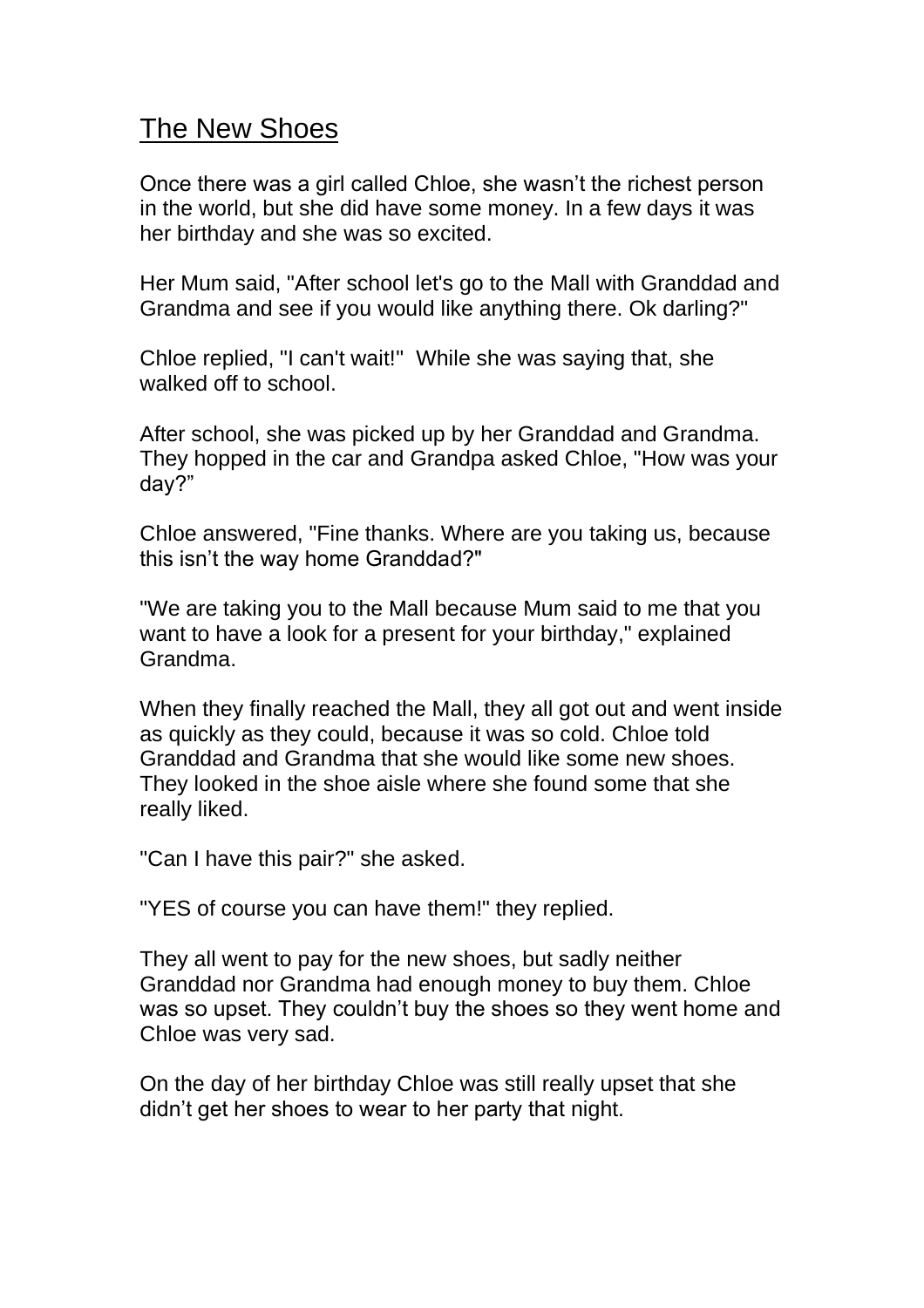# The New Shoes

Once there was a girl called Chloe, she wasn't the richest person in the world, but she did have some money. In a few days it was her birthday and she was so excited.

Her Mum said, "After school let's go to the Mall with Granddad and Grandma and see if you would like anything there. Ok darling?"

Chloe replied, "I can't wait!" While she was saying that, she walked off to school.

After school, she was picked up by her Granddad and Grandma. They hopped in the car and Grandpa asked Chloe, "How was your day?"

Chloe answered, "Fine thanks. Where are you taking us, because this isn't the way home Granddad?"

"We are taking you to the Mall because Mum said to me that you want to have a look for a present for your birthday," explained Grandma.

When they finally reached the Mall, they all got out and went inside as quickly as they could, because it was so cold. Chloe told Granddad and Grandma that she would like some new shoes. They looked in the shoe aisle where she found some that she really liked.

"Can I have this pair?" she asked.

"YES of course you can have them!" they replied.

They all went to pay for the new shoes, but sadly neither Granddad nor Grandma had enough money to buy them. Chloe was so upset. They couldn't buy the shoes so they went home and Chloe was very sad.

On the day of her birthday Chloe was still really upset that she didn't get her shoes to wear to her party that night.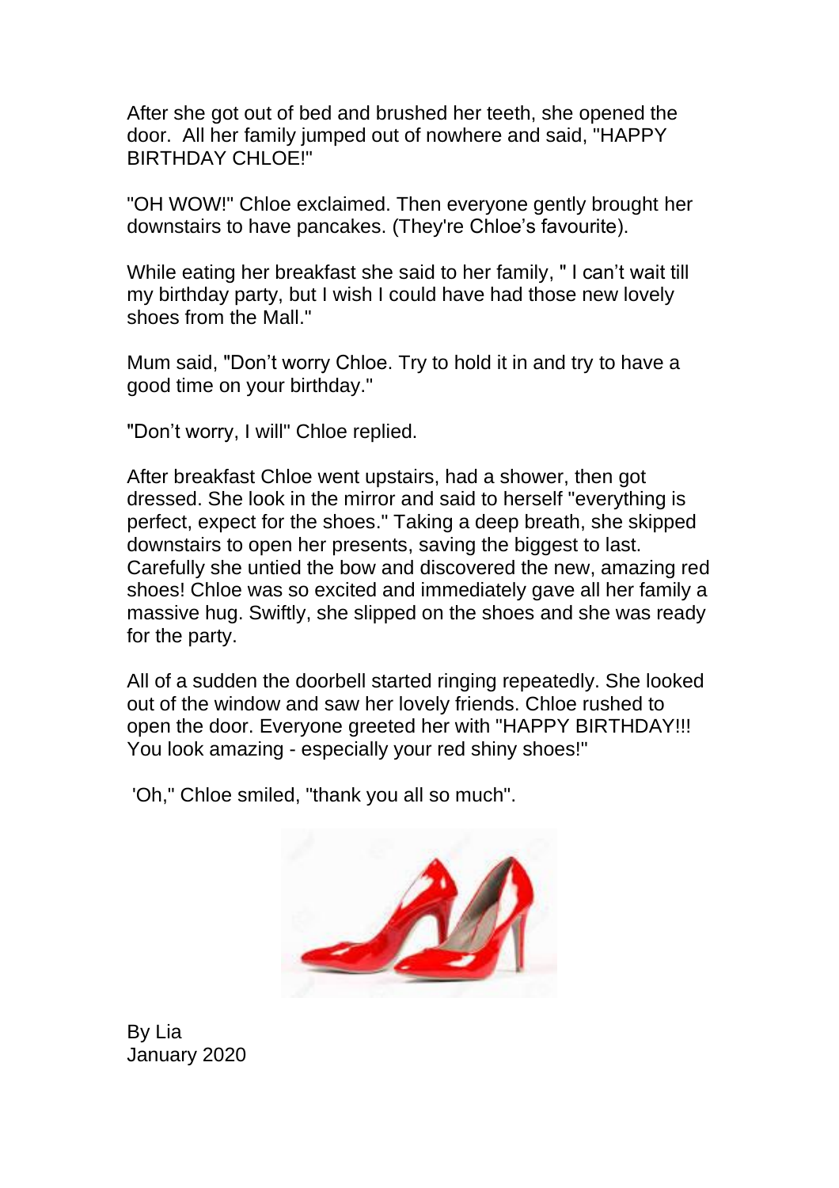After she got out of bed and brushed her teeth, she opened the door.  All her family jumped out of nowhere and said, "HAPPY BIRTHDAY CHLOE!"

"OH WOW!" Chloe exclaimed. Then everyone gently brought her downstairs to have pancakes. (They're Chloe's favourite).

While eating her breakfast she said to her family, " I can't wait till my birthday party, but I wish I could have had those new lovely shoes from the Mall."

Mum said, "Don't worry Chloe. Try to hold it in and try to have a good time on your birthday."

"Don't worry, I will" Chloe replied.

After breakfast Chloe went upstairs, had a shower, then got dressed. She look in the mirror and said to herself "everything is perfect, expect for the shoes." Taking a deep breath, she skipped downstairs to open her presents, saving the biggest to last. Carefully she untied the bow and discovered the new, amazing red shoes! Chloe was so excited and immediately gave all her family a massive hug. Swiftly, she slipped on the shoes and she was ready for the party.

All of a sudden the doorbell started ringing repeatedly. She looked out of the window and saw her lovely friends. Chloe rushed to open the door. Everyone greeted her with "HAPPY BIRTHDAY!!! You look amazing - especially your red shiny shoes!"

'Oh," Chloe smiled, "thank you all so much".

By Lia
January 2020